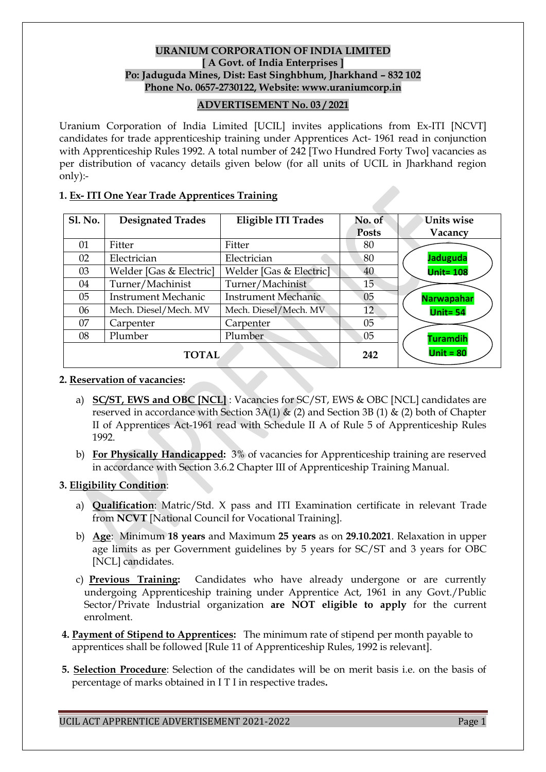**URANIUM CORPORATION OF INDIA LIMITED**
**[ A Govt. of India Enterprises ]**
**Po: Jaduguda Mines, Dist: East Singhbhum, Jharkhand – 832 102**
**Phone No. 0657-2730122, Website: www.uraniumcorp.in**

## ADVERTISEMENT No. 03 / 2021

Uranium Corporation of India Limited [UCIL] invites applications from Ex-ITI [NCVT] candidates for trade apprenticeship training under Apprentices Act- 1961 read in conjunction with Apprenticeship Rules 1992. A total number of 242 [Two Hundred Forty Two] vacancies as per distribution of vacancy details given below (for all units of UCIL in Jharkhand region only):-

### 1. Ex- ITI One Year Trade Apprentices Training

| Sl. No. | Designated Trades | Eligible ITI Trades | No. of Posts | Units wise Vacancy |
|---|---|---|---|---|
| 01 | Fitter | Fitter | 80 | Jaduguda Unit= 108 |
| 02 | Electrician | Electrician | 80 | |
| 03 | Welder [Gas & Electric] | Welder [Gas & Electric] | 40 | |
| 04 | Turner/Machinist | Turner/Machinist | 15 | Narwapahar Unit= 54 |
| 05 | Instrument Mechanic | Instrument Mechanic | 05 | |
| 06 | Mech. Diesel/Mech. MV | Mech. Diesel/Mech. MV | 12 | |
| 07 | Carpenter | Carpenter | 05 | Turamdih Unit = 80 |
| 08 | Plumber | Plumber | 05 | |
| **TOTAL** | | | **242** | |

### 2. Reservation of vacancies:

a) **SC/ST, EWS and OBC [NCL]** : Vacancies for SC/ST, EWS & OBC [NCL] candidates are reserved in accordance with Section 3A(1) & (2) and Section 3B (1) & (2) both of Chapter II of Apprentices Act-1961 read with Schedule II A of Rule 5 of Apprenticeship Rules 1992.

b) **For Physically Handicapped:** 3% of vacancies for Apprenticeship training are reserved in accordance with Section 3.6.2 Chapter III of Apprenticeship Training Manual.

### 3. Eligibility Condition:

a) **Qualification**: Matric/Std. X pass and ITI Examination certificate in relevant Trade from **NCVT** [National Council for Vocational Training].

b) **Age**: Minimum **18 years** and Maximum **25 years** as on **29.10.2021**. Relaxation in upper age limits as per Government guidelines by 5 years for SC/ST and 3 years for OBC [NCL] candidates.

c) **Previous Training:** Candidates who have already undergone or are currently undergoing Apprenticeship training under Apprentice Act, 1961 in any Govt./Public Sector/Private Industrial organization **are NOT eligible to apply** for the current enrolment.

**4. Payment of Stipend to Apprentices:** The minimum rate of stipend per month payable to apprentices shall be followed [Rule 11 of Apprenticeship Rules, 1992 is relevant].

**5. Selection Procedure**: Selection of the candidates will be on merit basis i.e. on the basis of percentage of marks obtained in I T I in respective trades**.**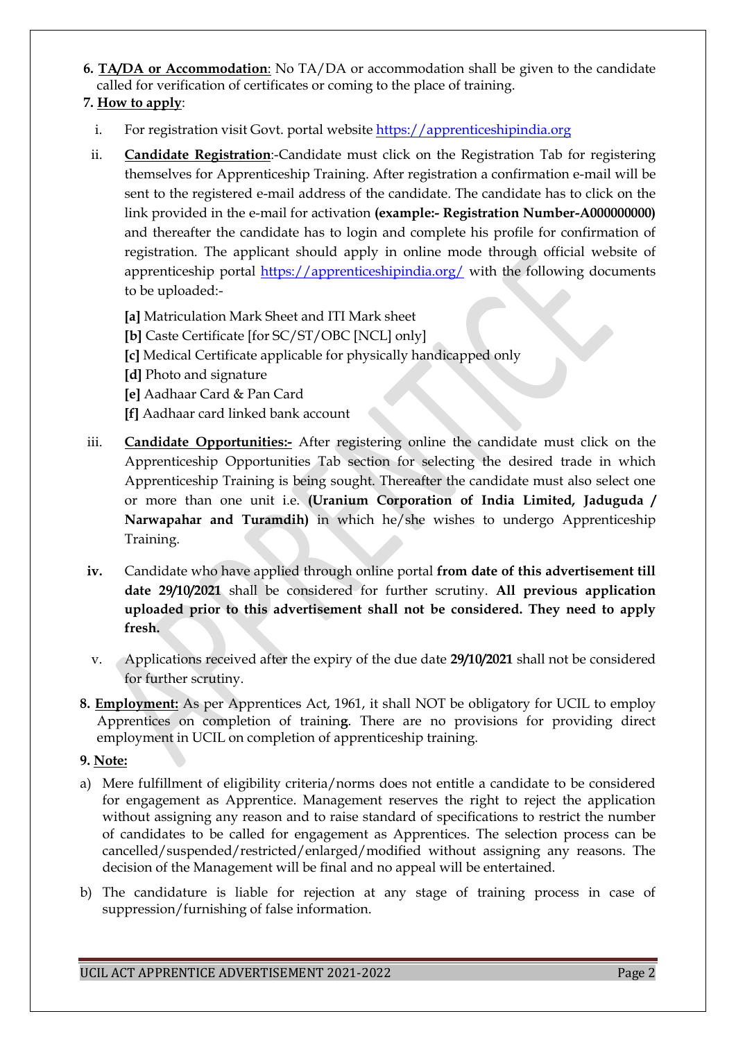6. **TA/DA or Accommodation**: No TA/DA or accommodation shall be given to the candidate called for verification of certificates or coming to the place of training.

7. **How to apply**:

   i. For registration visit Govt. portal website https://apprenticeshipindia.org

   ii. **Candidate Registration**:-Candidate must click on the Registration Tab for registering themselves for Apprenticeship Training. After registration a confirmation e-mail will be sent to the registered e-mail address of the candidate. The candidate has to click on the link provided in the e-mail for activation **(example:- Registration Number-A000000000)** and thereafter the candidate has to login and complete his profile for confirmation of registration. The applicant should apply in online mode through official website of apprenticeship portal https://apprenticeshipindia.org/ with the following documents to be uploaded:-

      **[a]** Matriculation Mark Sheet and ITI Mark sheet
      **[b]** Caste Certificate [for SC/ST/OBC [NCL] only]
      **[c]** Medical Certificate applicable for physically handicapped only
      **[d]** Photo and signature
      **[e]** Aadhaar Card & Pan Card
      **[f]** Aadhaar card linked bank account

   iii. **Candidate Opportunities:-** After registering online the candidate must click on the Apprenticeship Opportunities Tab section for selecting the desired trade in which Apprenticeship Training is being sought. Thereafter the candidate must also select one or more than one unit i.e. **(Uranium Corporation of India Limited, Jaduguda / Narwapahar and Turamdih)** in which he/she wishes to undergo Apprenticeship Training.

   **iv.** Candidate who have applied through online portal **from date of this advertisement till date 29/10/2021** shall be considered for further scrutiny. **All previous application uploaded prior to this advertisement shall not be considered. They need to apply fresh.**

   v. Applications received after the expiry of the due date **29/10/2021** shall not be considered for further scrutiny.

8. **Employment:** As per Apprentices Act, 1961, it shall NOT be obligatory for UCIL to employ Apprentices on completion of training. There are no provisions for providing direct employment in UCIL on completion of apprenticeship training.

9. **Note:**

a) Mere fulfillment of eligibility criteria/norms does not entitle a candidate to be considered for engagement as Apprentice. Management reserves the right to reject the application without assigning any reason and to raise standard of specifications to restrict the number of candidates to be called for engagement as Apprentices. The selection process can be cancelled/suspended/restricted/enlarged/modified without assigning any reasons. The decision of the Management will be final and no appeal will be entertained.

b) The candidature is liable for rejection at any stage of training process in case of suppression/furnishing of false information.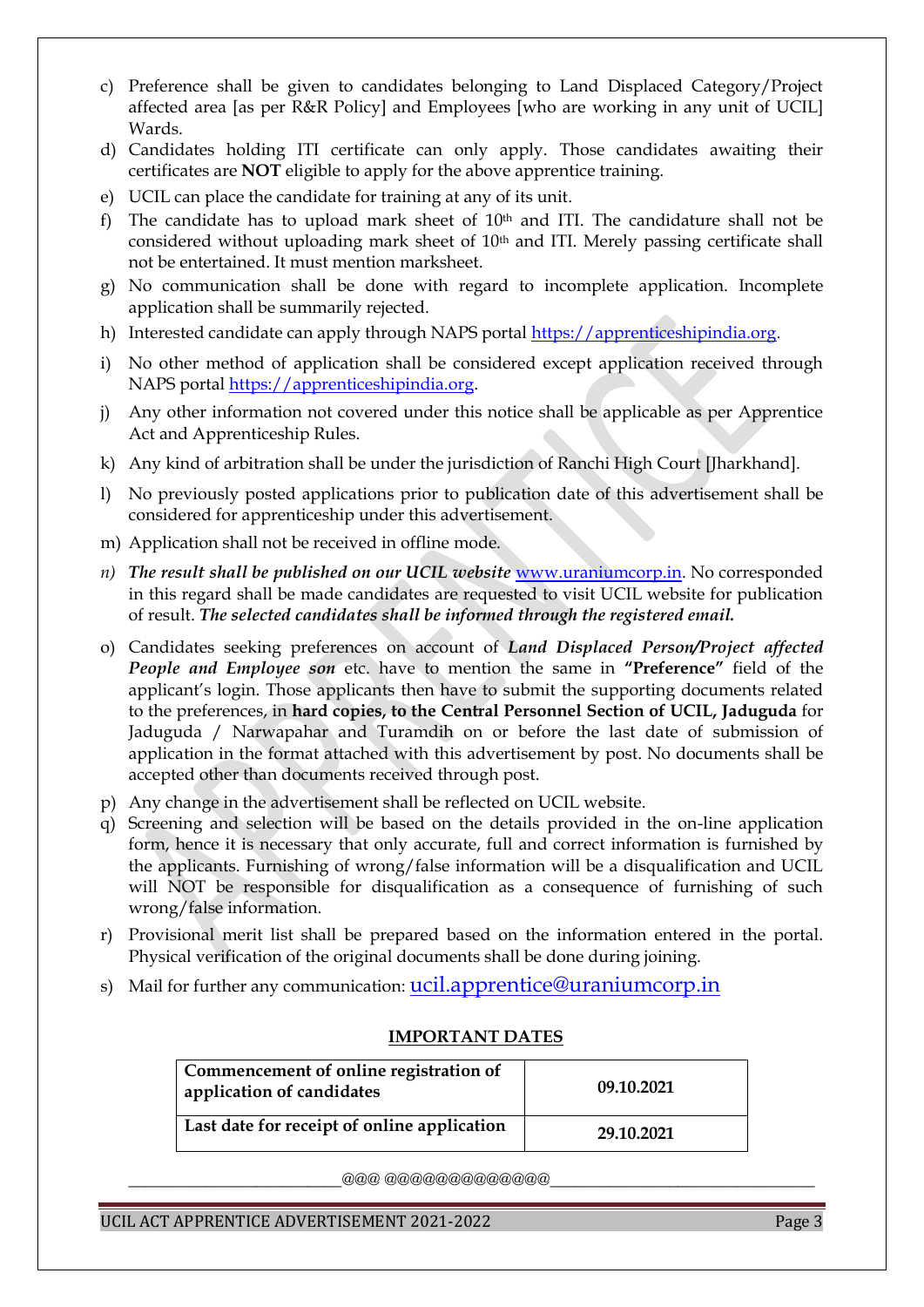c) Preference shall be given to candidates belonging to Land Displaced Category/Project affected area [as per R&R Policy] and Employees [who are working in any unit of UCIL] Wards.

d) Candidates holding ITI certificate can only apply. Those candidates awaiting their certificates are **NOT** eligible to apply for the above apprentice training.

e) UCIL can place the candidate for training at any of its unit.

f) The candidate has to upload mark sheet of 10th and ITI. The candidature shall not be considered without uploading mark sheet of 10th and ITI. Merely passing certificate shall not be entertained. It must mention marksheet.

g) No communication shall be done with regard to incomplete application. Incomplete application shall be summarily rejected.

h) Interested candidate can apply through NAPS portal https://apprenticeshipindia.org.

i) No other method of application shall be considered except application received through NAPS portal https://apprenticeshipindia.org.

j) Any other information not covered under this notice shall be applicable as per Apprentice Act and Apprenticeship Rules.

k) Any kind of arbitration shall be under the jurisdiction of Ranchi High Court [Jharkhand].

l) No previously posted applications prior to publication date of this advertisement shall be considered for apprenticeship under this advertisement.

m) Application shall not be received in offline mode.

*n)* ***The result shall be published on our UCIL website*** www.uraniumcorp.in. No corresponded in this regard shall be made candidates are requested to visit UCIL website for publication of result. ***The selected candidates shall be informed through the registered email.***

o) Candidates seeking preferences on account of ***Land Displaced Person/Project affected People and Employee son*** etc. have to mention the same in **"Preference"** field of the applicant's login. Those applicants then have to submit the supporting documents related to the preferences, in **hard copies, to the Central Personnel Section of UCIL, Jaduguda** for Jaduguda / Narwapahar and Turamdih on or before the last date of submission of application in the format attached with this advertisement by post. No documents shall be accepted other than documents received through post.

p) Any change in the advertisement shall be reflected on UCIL website.

q) Screening and selection will be based on the details provided in the on-line application form, hence it is necessary that only accurate, full and correct information is furnished by the applicants. Furnishing of wrong/false information will be a disqualification and UCIL will NOT be responsible for disqualification as a consequence of furnishing of such wrong/false information.

r) Provisional merit list shall be prepared based on the information entered in the portal. Physical verification of the original documents shall be done during joining.

s) Mail for further any communication: ucil.apprentice@uraniumcorp.in

## IMPORTANT DATES

| | |
|---|---|
| **Commencement of online registration of application of candidates** | **09.10.2021** |
| **Last date for receipt of online application** | **29.10.2021** |

@@@ @@@@@@@@@@@@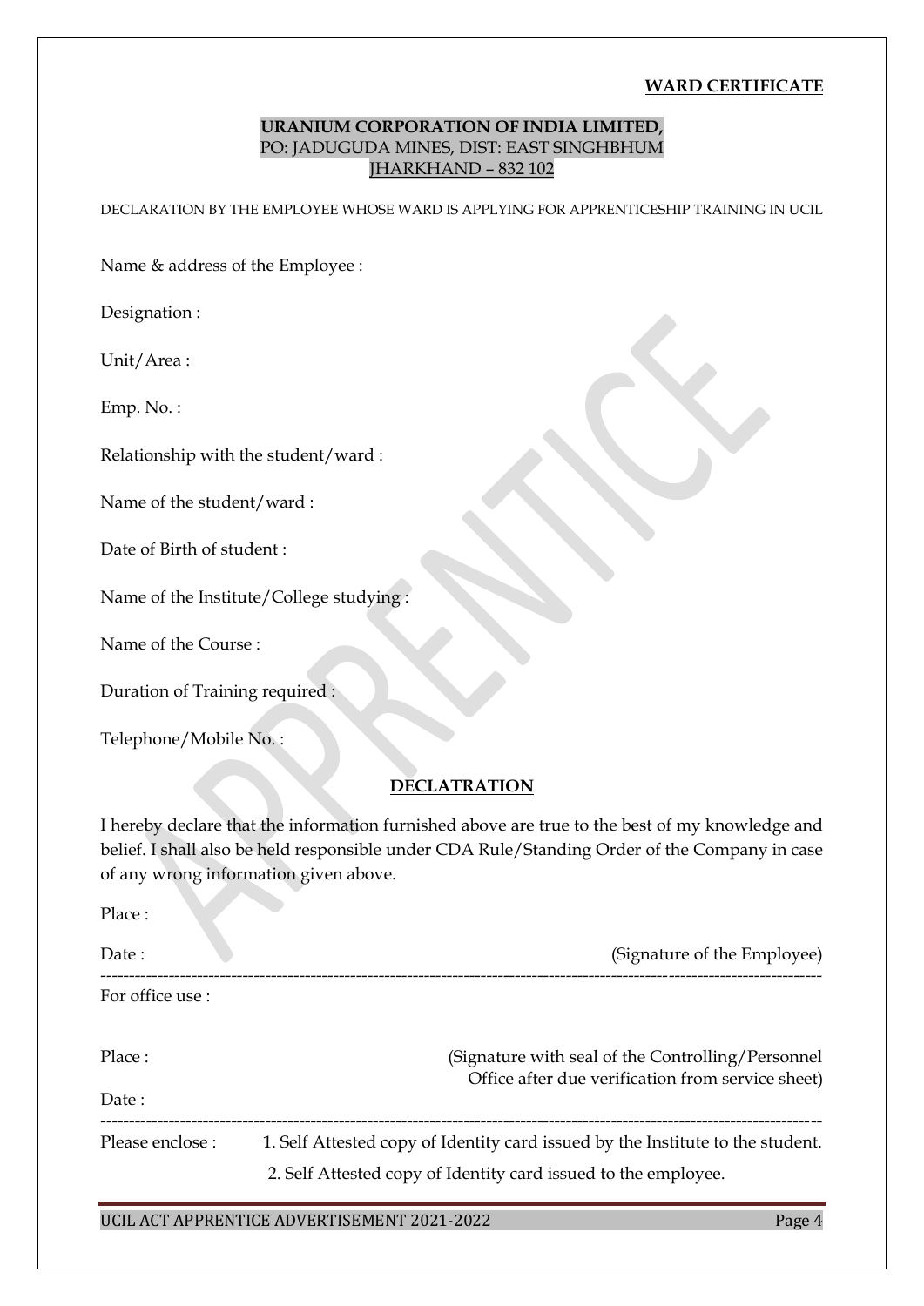**WARD CERTIFICATE**

**URANIUM CORPORATION OF INDIA LIMITED,**
PO: JADUGUDA MINES, DIST: EAST SINGHBHUM
JHARKHAND – 832 102

DECLARATION BY THE EMPLOYEE WHOSE WARD IS APPLYING FOR APPRENTICESHIP TRAINING IN UCIL

Name & address of the Employee :

Designation :

Unit/Area :

Emp. No. :

Relationship with the student/ward :

Name of the student/ward :

Date of Birth of student :

Name of the Institute/College studying :

Name of the Course :

Duration of Training required :

Telephone/Mobile No. :

**DECLATRATION**

I hereby declare that the information furnished above are true to the best of my knowledge and belief. I shall also be held responsible under CDA Rule/Standing Order of the Company in case of any wrong information given above.

Place :

Date : (Signature of the Employee)

---

For office use :

Place : (Signature with seal of the Controlling/Personnel Office after due verification from service sheet)

Date :

---

Please enclose :
1. Self Attested copy of Identity card issued by the Institute to the student.
2. Self Attested copy of Identity card issued to the employee.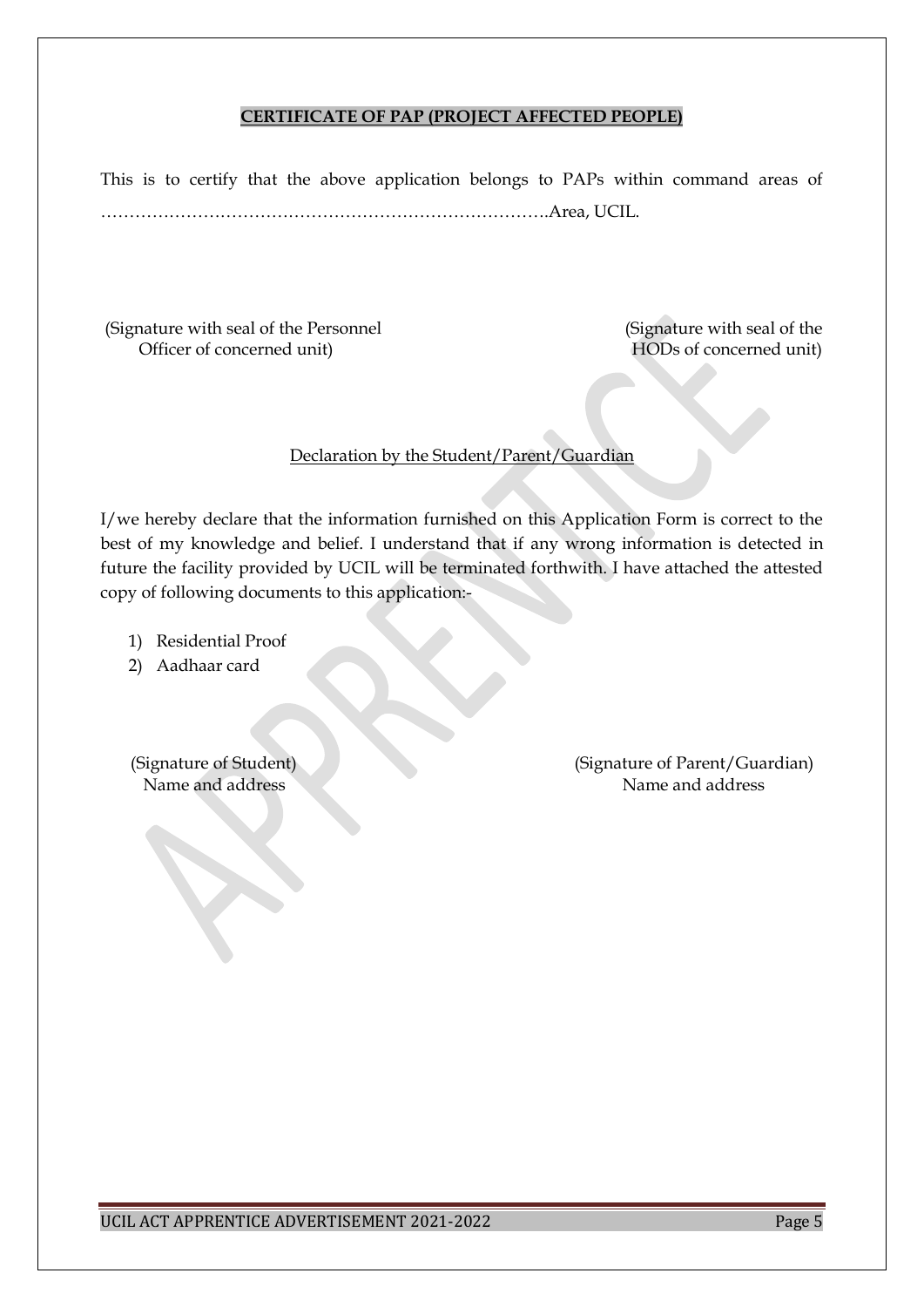## **CERTIFICATE OF PAP (PROJECT AFFECTED PEOPLE)**

This is to certify that the above application belongs to PAPs within command areas of ……………………………………………………………………….Area, UCIL.

(Signature with seal of the Personnel Officer of concerned unit)

(Signature with seal of the HODs of concerned unit)

### Declaration by the Student/Parent/Guardian

I/we hereby declare that the information furnished on this Application Form is correct to the best of my knowledge and belief. I understand that if any wrong information is detected in future the facility provided by UCIL will be terminated forthwith. I have attached the attested copy of following documents to this application:-

1) Residential Proof
2) Aadhaar card

(Signature of Student)
Name and address

(Signature of Parent/Guardian)
Name and address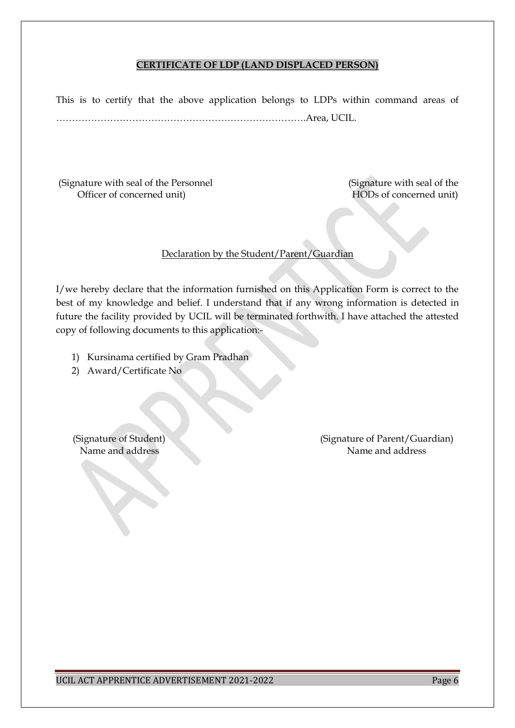**CERTIFICATE OF LDP (LAND DISPLACED PERSON)**

This is to certify that the above application belongs to LDPs within command areas of …………………………………………………………………….Area, UCIL.

(Signature with seal of the Personnel Officer of concerned unit)

(Signature with seal of the HODs of concerned unit)

Declaration by the Student/Parent/Guardian

I/we hereby declare that the information furnished on this Application Form is correct to the best of my knowledge and belief. I understand that if any wrong information is detected in future the facility provided by UCIL will be terminated forthwith. I have attached the attested copy of following documents to this application:-

1) Kursinama certified by Gram Pradhan
2) Award/Certificate No

(Signature of Student)
Name and address

(Signature of Parent/Guardian)
Name and address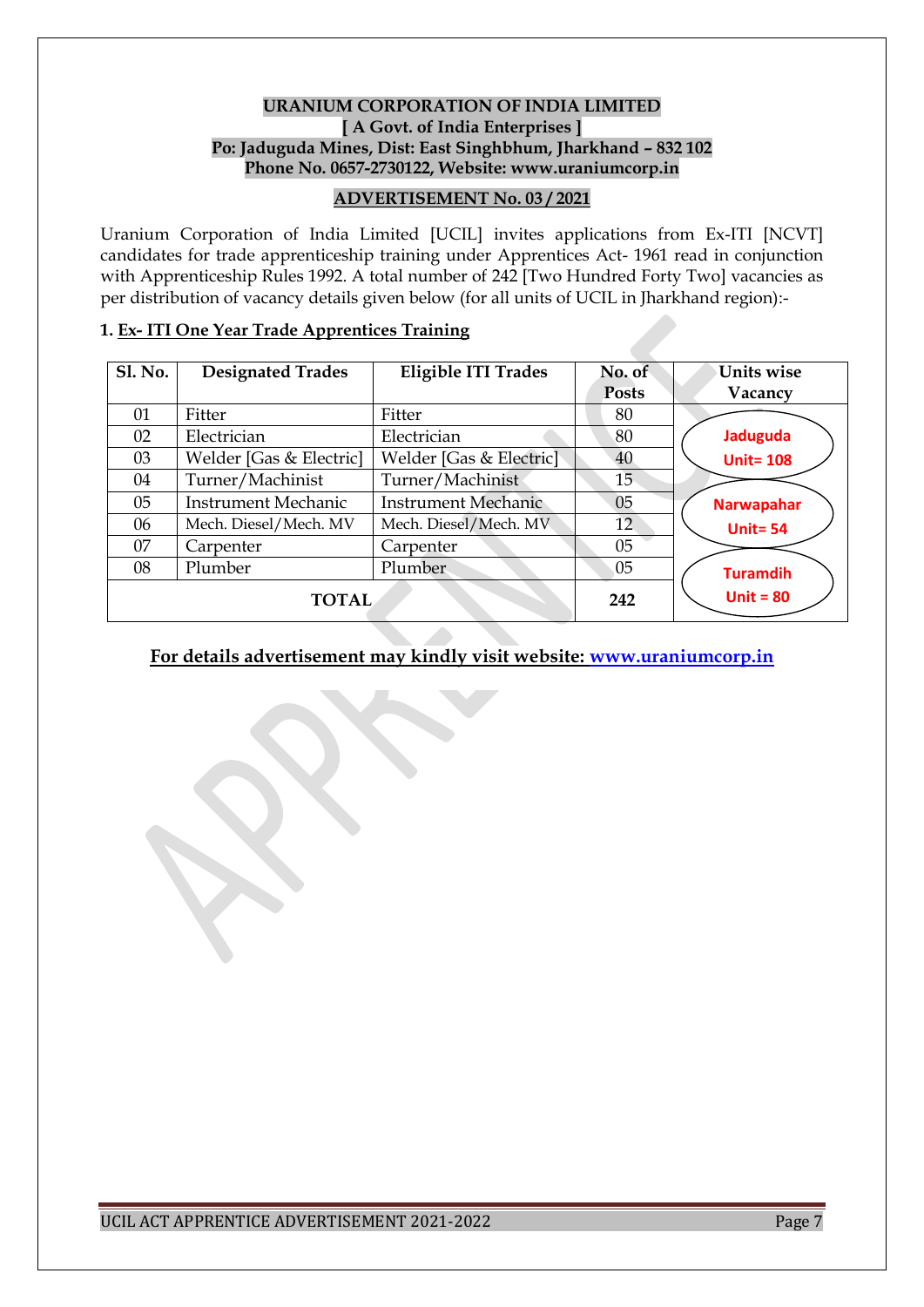**URANIUM CORPORATION OF INDIA LIMITED**
**[ A Govt. of India Enterprises ]**
**Po: Jaduguda Mines, Dist: East Singhbhum, Jharkhand – 832 102**
**Phone No. 0657-2730122, Website: www.uraniumcorp.in**

**ADVERTISEMENT No. 03 / 2021**

Uranium Corporation of India Limited [UCIL] invites applications from Ex-ITI [NCVT] candidates for trade apprenticeship training under Apprentices Act- 1961 read in conjunction with Apprenticeship Rules 1992. A total number of 242 [Two Hundred Forty Two] vacancies as per distribution of vacancy details given below (for all units of UCIL in Jharkhand region):-

**1. Ex- ITI One Year Trade Apprentices Training**

| Sl. No. | Designated Trades | Eligible ITI Trades | No. of Posts | Units wise Vacancy |
|---|---|---|---|---|
| 01 | Fitter | Fitter | 80 | Jaduguda Unit= 108 |
| 02 | Electrician | Electrician | 80 | |
| 03 | Welder [Gas & Electric] | Welder [Gas & Electric] | 40 | |
| 04 | Turner/Machinist | Turner/Machinist | 15 | Narwapahar Unit= 54 |
| 05 | Instrument Mechanic | Instrument Mechanic | 05 | |
| 06 | Mech. Diesel/Mech. MV | Mech. Diesel/Mech. MV | 12 | |
| 07 | Carpenter | Carpenter | 05 | Turamdih Unit = 80 |
| 08 | Plumber | Plumber | 05 | |
| **TOTAL** | | | **242** | |

**For details advertisement may kindly visit website: www.uraniumcorp.in**